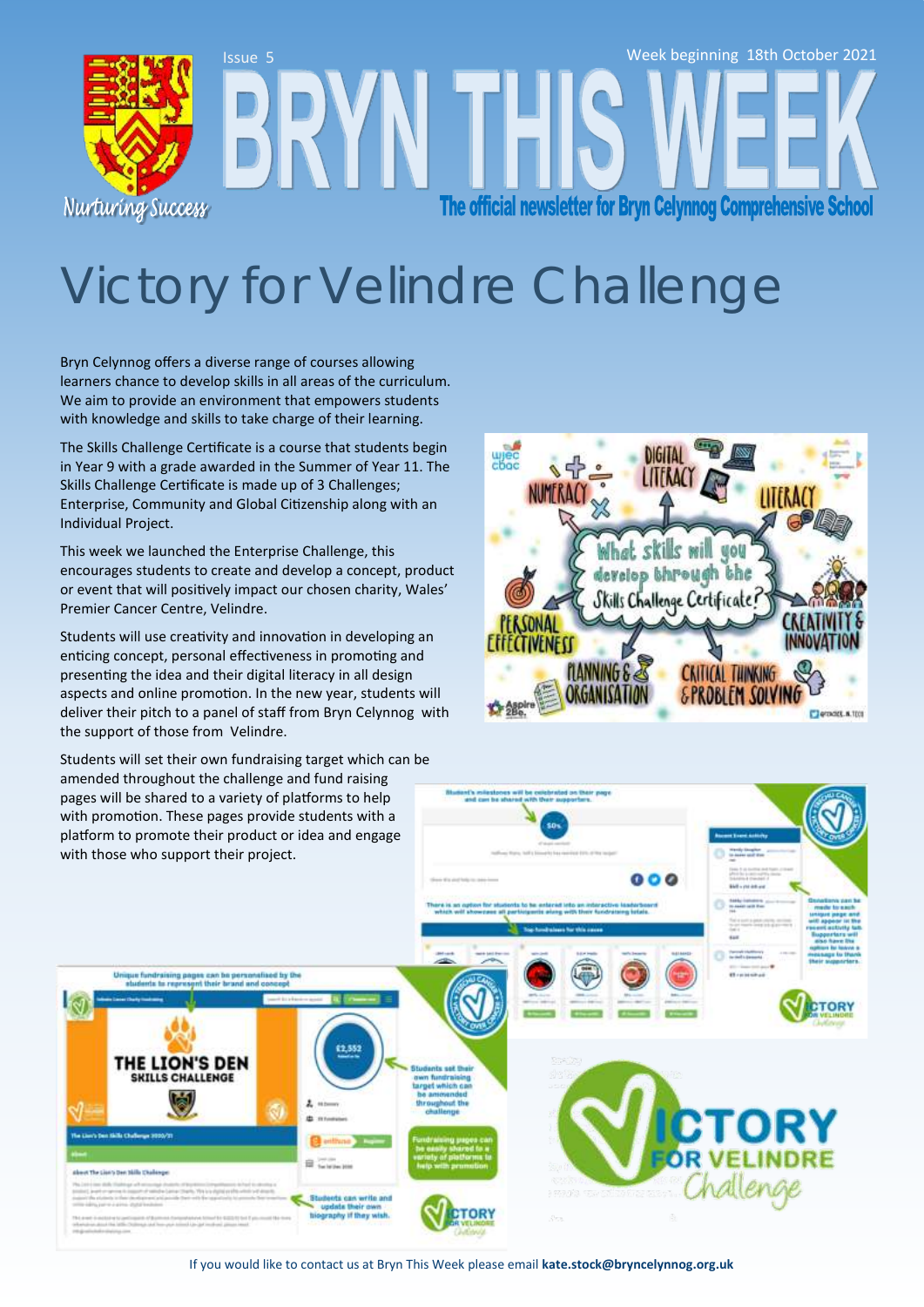Issue 5

Week beginning 18th October 2021

# BRYN THIS WEEK

**The official newsletter for Bryn Celynnog Comprehensive School**

Nurturing Success

# Victory for Velindre Challenge

Bryn Celynnog offers a diverse range of courses allowing learners chance to develop skills in all areas of the curriculum. We aim to provide an environment that empowers students with knowledge and skills to take charge of their learning.

The Skills Challenge Certificate is a course that students begin in Year 9 with a grade awarded in the Summer of Year 11. The Skills Challenge Certificate is made up of 3 Challenges; Enterprise, Community and Global Citizenship along with an Individual Project.

This week we launched the Enterprise Challenge, this encourages students to create and develop a concept, product or event that will positively impact our chosen charity, Wales' Premier Cancer Centre, Velindre.

Students will use creativity and innovation in developing an enticing concept, personal effectiveness in promoting and presenting the idea and their digital literacy in all design aspects and online promotion. In the new year, students will deliver their pitch to a panel of staff from Bryn Celynnog with the support of those from Velindre.

Students will set their own fundraising target which can be amended throughout the challenge and fund raising pages will be shared to a variety of platforms to help with promotion. These pages provide students with a platform to promote their product or idea and engage with those who support their project.

If you would like to contact us at Bryn This Week please email **kate.stock@bryncelynnog.org.uk**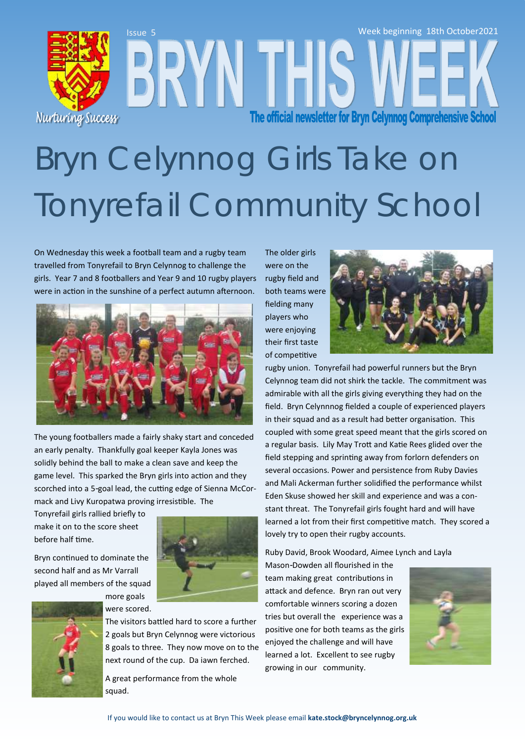Issue 5

Week beginning 18th October2021

# BRYN THIS WEEK

The official newsletter for Bryn Celynnog Comprehensive School

Nurturing Success

# Bryn Celynnog Girls Take on Tonyrefail Community School

On Wednesday this week a football team and a rugby team travelled from Tonyrefail to Bryn Celynnog to challenge the girls. Year 7 and 8 footballers and Year 9 and 10 rugby players were in action in the sunshine of a perfect autumn afternoon.

The young footballers made a fairly shaky start and conceded an early penalty. Thankfully goal keeper Kayla Jones was solidly behind the ball to make a clean save and keep the game level. This sparked the Bryn girls into action and they scorched into a 5-goal lead, the cutting edge of Sienna McCormack and Livy Kuropatwa proving irresistible. The Tonyrefail girls rallied briefly to make it on to the score sheet before half time.

Bryn continued to dominate the second half and as Mr Varrall played all members of the squad more goals were scored. The visitors battled hard to score a further 2 goals but Bryn Celynnog were victorious 8 goals to three. They now move on to the next round of the cup. Da iawn ferched.

A great performance from the whole squad.

The older girls were on the rugby field and both teams were fielding many players who were enjoying their first taste of competitive rugby union. Tonyrefail had powerful runners but the Bryn Celynnog team did not shirk the tackle. The commitment was admirable with all the girls giving everything they had on the field. Bryn Celynnnog fielded a couple of experienced players in their squad and as a result had better organisation. This coupled with some great speed meant that the girls scored on a regular basis. Lily May Trott and Katie Rees glided over the field stepping and sprinting away from forlorn defenders on several occasions. Power and persistence from Ruby Davies and Mali Ackerman further solidified the performance whilst Eden Skuse showed her skill and experience and was a constant threat. The Tonyrefail girls fought hard and will have learned a lot from their first competitive match. They scored a lovely try to open their rugby accounts.

Ruby David, Brook Woodard, Aimee Lynch and Layla Mason-Dowden all flourished in the team making great contributions in attack and defence. Bryn ran out very comfortable winners scoring a dozen tries but overall the experience was a positive one for both teams as the girls enjoyed the challenge and will have learned a lot. Excellent to see rugby growing in our community.

If you would like to contact us at Bryn This Week please email **kate.stock@bryncelynnog.org.uk**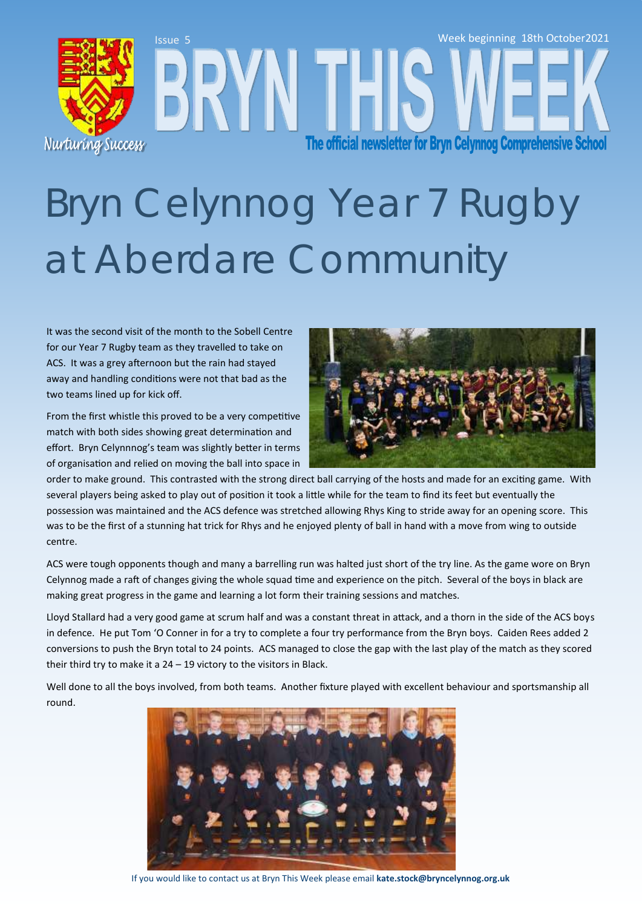# Bryn Celynnog Year 7 Rugby at Aberdare Community

It was the second visit of the month to the Sobell Centre for our Year 7 Rugby team as they travelled to take on ACS. It was a grey afternoon but the rain had stayed away and handling conditions were not that bad as the two teams lined up for kick off.

From the first whistle this proved to be a very competitive match with both sides showing great determination and effort. Bryn Celynnnog's team was slightly better in terms of organisation and relied on moving the ball into space in order to make ground. This contrasted with the strong direct ball carrying of the hosts and made for an exciting game. With several players being asked to play out of position it took a little while for the team to find its feet but eventually the possession was maintained and the ACS defence was stretched allowing Rhys King to stride away for an opening score. This was to be the first of a stunning hat trick for Rhys and he enjoyed plenty of ball in hand with a move from wing to outside centre.

ACS were tough opponents though and many a barrelling run was halted just short of the try line. As the game wore on Bryn Celynnog made a raft of changes giving the whole squad time and experience on the pitch. Several of the boys in black are making great progress in the game and learning a lot form their training sessions and matches.

Lloyd Stallard had a very good game at scrum half and was a constant threat in attack, and a thorn in the side of the ACS boys in defence. He put Tom 'O Conner in for a try to complete a four try performance from the Bryn boys. Caiden Rees added 2 conversions to push the Bryn total to 24 points. ACS managed to close the gap with the last play of the match as they scored their third try to make it a 24 – 19 victory to the visitors in Black.

Well done to all the boys involved, from both teams. Another fixture played with excellent behaviour and sportsmanship all round.

If you would like to contact us at Bryn This Week please email **kate.stock@bryncelynnog.org.uk**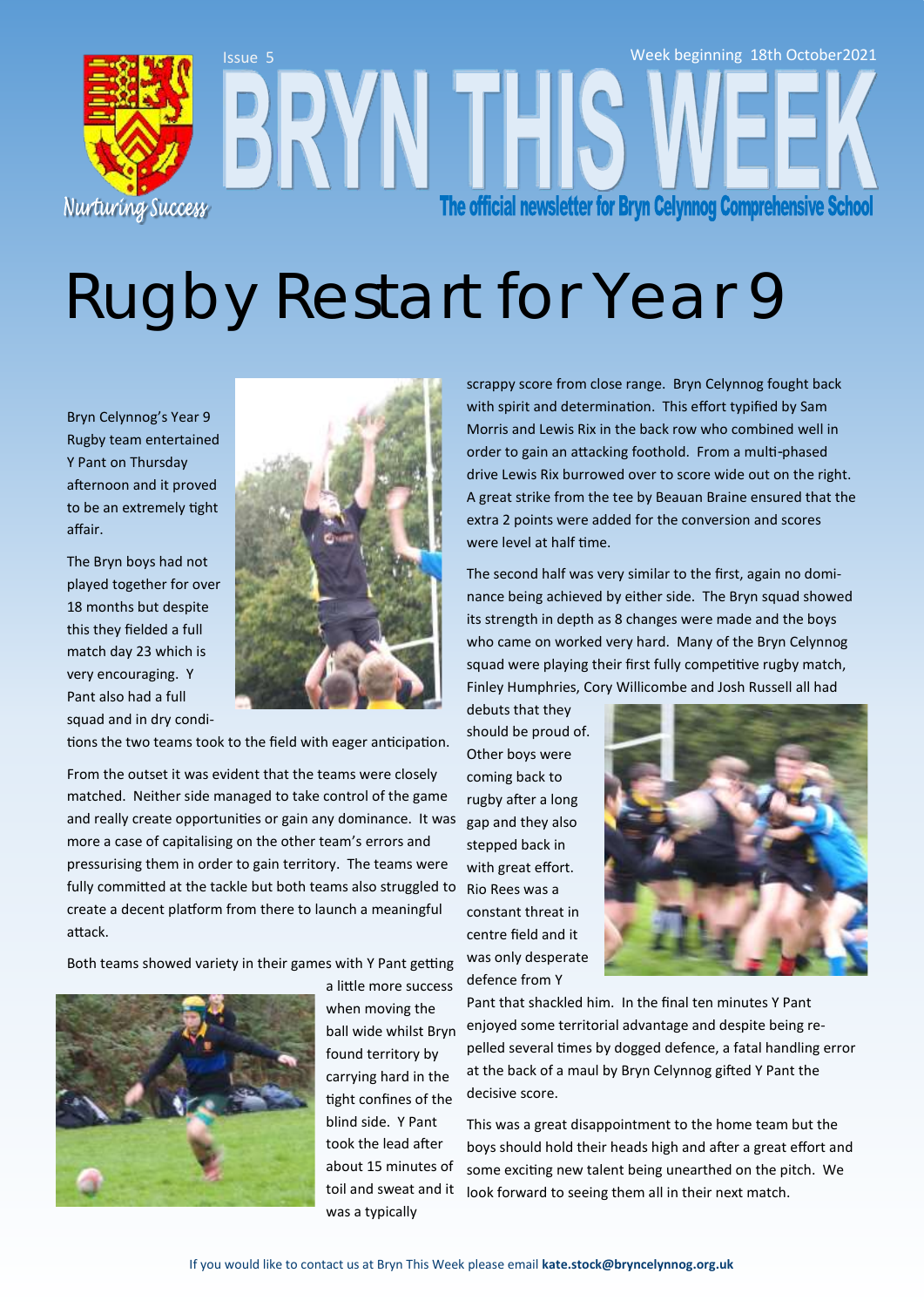# Rugby Restart for Year 9

Bryn Celynnog's Year 9 Rugby team entertained Y Pant on Thursday afternoon and it proved to be an extremely tight affair.

The Bryn boys had not played together for over 18 months but despite this they fielded a full match day 23 which is very encouraging. Y Pant also had a full squad and in dry conditions the two teams took to the field with eager anticipation.

From the outset it was evident that the teams were closely matched. Neither side managed to take control of the game and really create opportunities or gain any dominance. It was more a case of capitalising on the other team's errors and pressurising them in order to gain territory. The teams were fully committed at the tackle but both teams also struggled to create a decent platform from there to launch a meaningful attack.

Both teams showed variety in their games with Y Pant getting a little more success when moving the ball wide whilst Bryn found territory by carrying hard in the tight confines of the blind side. Y Pant took the lead after about 15 minutes of toil and sweat and it was a typically scrappy score from close range. Bryn Celynnog fought back with spirit and determination. This effort typified by Sam Morris and Lewis Rix in the back row who combined well in order to gain an attacking foothold. From a multi-phased drive Lewis Rix burrowed over to score wide out on the right. A great strike from the tee by Beauan Braine ensured that the extra 2 points were added for the conversion and scores were level at half time.

The second half was very similar to the first, again no dominance being achieved by either side. The Bryn squad showed its strength in depth as 8 changes were made and the boys who came on worked very hard. Many of the Bryn Celynnog squad were playing their first fully competitive rugby match, Finley Humphries, Cory Willicombe and Josh Russell all had debuts that they should be proud of. Other boys were coming back to rugby after a long gap and they also stepped back in with great effort. Rio Rees was a constant threat in centre field and it was only desperate defence from Y Pant that shackled him. In the final ten minutes Y Pant enjoyed some territorial advantage and despite being repelled several times by dogged defence, a fatal handling error at the back of a maul by Bryn Celynnog gifted Y Pant the decisive score.

This was a great disappointment to the home team but the boys should hold their heads high and after a great effort and some exciting new talent being unearthed on the pitch. We look forward to seeing them all in their next match.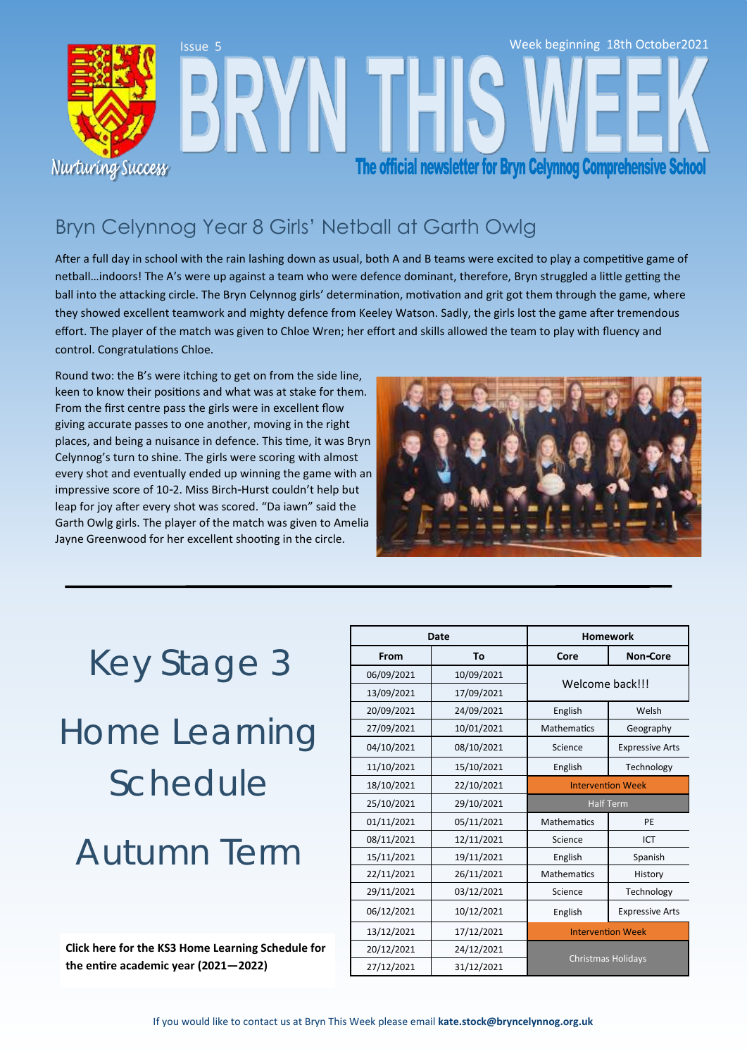Issue 5

Week beginning 18th October2021

# BRYN THIS WEEK

**The official newsletter for Bryn Celynnog Comprehensive School**

Nurturing Success

## Bryn Celynnog Year 8 Girls' Netball at Garth Owlg

After a full day in school with the rain lashing down as usual, both A and B teams were excited to play a competitive game of netball…indoors! The A's were up against a team who were defence dominant, therefore, Bryn struggled a little getting the ball into the attacking circle. The Bryn Celynnog girls' determination, motivation and grit got them through the game, where they showed excellent teamwork and mighty defence from Keeley Watson. Sadly, the girls lost the game after tremendous effort. The player of the match was given to Chloe Wren; her effort and skills allowed the team to play with fluency and control. Congratulations Chloe.

Round two: the B's were itching to get on from the side line, keen to know their positions and what was at stake for them. From the first centre pass the girls were in excellent flow giving accurate passes to one another, moving in the right places, and being a nuisance in defence. This time, it was Bryn Celynnog's turn to shine. The girls were scoring with almost every shot and eventually ended up winning the game with an impressive score of 10-2. Miss Birch-Hurst couldn't help but leap for joy after every shot was scored. "Da iawn" said the Garth Owlg girls. The player of the match was given to Amelia Jayne Greenwood for her excellent shooting in the circle.

## Key Stage 3 Home Learning Schedule Autumn Term

| Date | | Homework | |
|---|---|---|---|
| From | To | Core | Non-Core |
| 06/09/2021 | 10/09/2021 | Welcome back!!! | |
| 13/09/2021 | 17/09/2021 | | |
| 20/09/2021 | 24/09/2021 | English | Welsh |
| 27/09/2021 | 10/01/2021 | Mathematics | Geography |
| 04/10/2021 | 08/10/2021 | Science | Expressive Arts |
| 11/10/2021 | 15/10/2021 | English | Technology |
| 18/10/2021 | 22/10/2021 | Intervention Week | |
| 25/10/2021 | 29/10/2021 | Half Term | |
| 01/11/2021 | 05/11/2021 | Mathematics | PE |
| 08/11/2021 | 12/11/2021 | Science | ICT |
| 15/11/2021 | 19/11/2021 | English | Spanish |
| 22/11/2021 | 26/11/2021 | Mathematics | History |
| 29/11/2021 | 03/12/2021 | Science | Technology |
| 06/12/2021 | 10/12/2021 | English | Expressive Arts |
| 13/12/2021 | 17/12/2021 | Intervention Week | |
| 20/12/2021 | 24/12/2021 | Christmas Holidays | |
| 27/12/2021 | 31/12/2021 | | |

**Click here for the KS3 Home Learning Schedule for the entire academic year (2021—2022)**

If you would like to contact us at Bryn This Week please email **kate.stock@bryncelynnog.org.uk**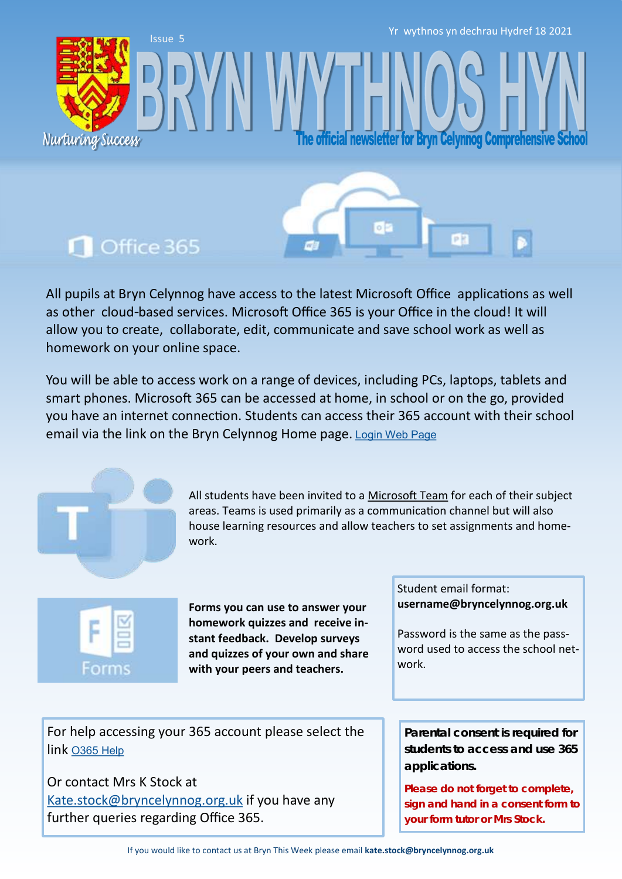Issue 5

Yr wythnos yn dechrau Hydref 18 2021

# BRYN WYTHNOS HYN

Nurturing Success

The official newsletter for Bryn Celynnog Comprehensive School

## Office 365

All pupils at Bryn Celynnog have access to the latest Microsoft Office applications as well as other cloud-based services. Microsoft Office 365 is your Office in the cloud! It will allow you to create, collaborate, edit, communicate and save school work as well as homework on your online space.

You will be able to access work on a range of devices, including PCs, laptops, tablets and smart phones. Microsoft 365 can be accessed at home, in school or on the go, provided you have an internet connection. Students can access their 365 account with their school email via the link on the Bryn Celynnog Home page. Login Web Page

All students have been invited to a Microsoft Team for each of their subject areas. Teams is used primarily as a communication channel but will also house learning resources and allow teachers to set assignments and homework.

Forms

**Forms you can use to answer your homework quizzes and receive instant feedback. Develop surveys and quizzes of your own and share with your peers and teachers.**

Student email format:
**username@bryncelynnog.org.uk**

Password is the same as the password used to access the school network.

For help accessing your 365 account please select the link O365 Help

Or contact Mrs K Stock at
Kate.stock@bryncelynnog.org.uk if you have any further queries regarding Office 365.

***Parental consent is required for students to access and use 365 applications.***

***Please do not forget to complete, sign and hand in a consent form to your form tutor or Mrs Stock.***

If you would like to contact us at Bryn This Week please email **kate.stock@bryncelynnog.org.uk**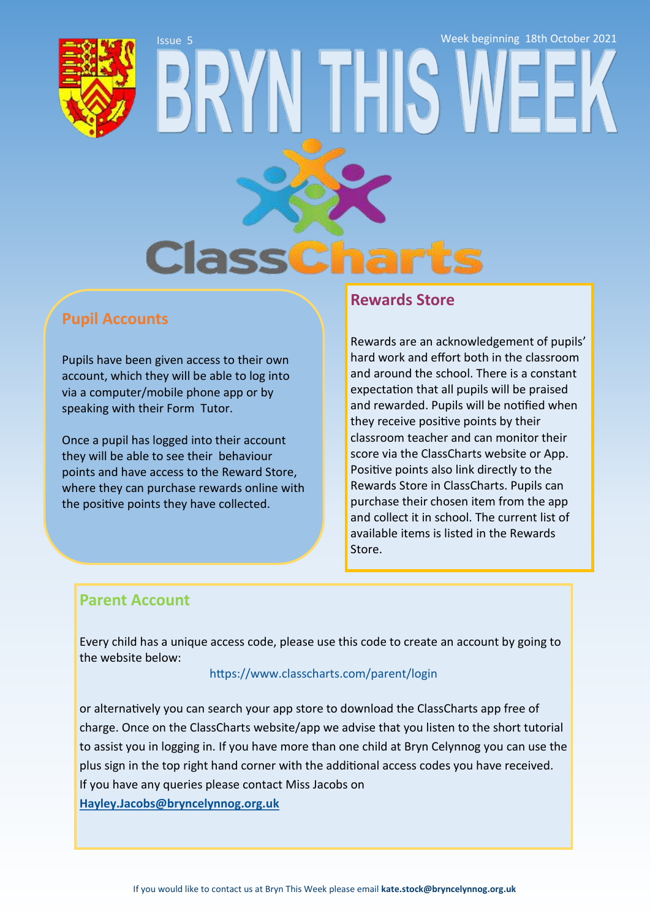Issue 5

Week beginning 18th October 2021

# BRYN THIS WEEK

ClassCharts

## Pupil Accounts

Pupils have been given access to their own account, which they will be able to log into via a computer/mobile phone app or by speaking with their Form Tutor.

Once a pupil has logged into their account they will be able to see their behaviour points and have access to the Reward Store, where they can purchase rewards online with the positive points they have collected.

## Rewards Store

Rewards are an acknowledgement of pupils' hard work and effort both in the classroom and around the school. There is a constant expectation that all pupils will be praised and rewarded. Pupils will be notified when they receive positive points by their classroom teacher and can monitor their score via the ClassCharts website or App. Positive points also link directly to the Rewards Store in ClassCharts. Pupils can purchase their chosen item from the app and collect it in school. The current list of available items is listed in the Rewards Store.

## Parent Account

Every child has a unique access code, please use this code to create an account by going to the website below:

https://www.classcharts.com/parent/login

or alternatively you can search your app store to download the ClassCharts app free of charge. Once on the ClassCharts website/app we advise that you listen to the short tutorial to assist you in logging in. If you have more than one child at Bryn Celynnog you can use the plus sign in the top right hand corner with the additional access codes you have received. If you have any queries please contact Miss Jacobs on

**Hayley.Jacobs@bryncelynnog.org.uk**

If you would like to contact us at Bryn This Week please email **kate.stock@bryncelynnog.org.uk**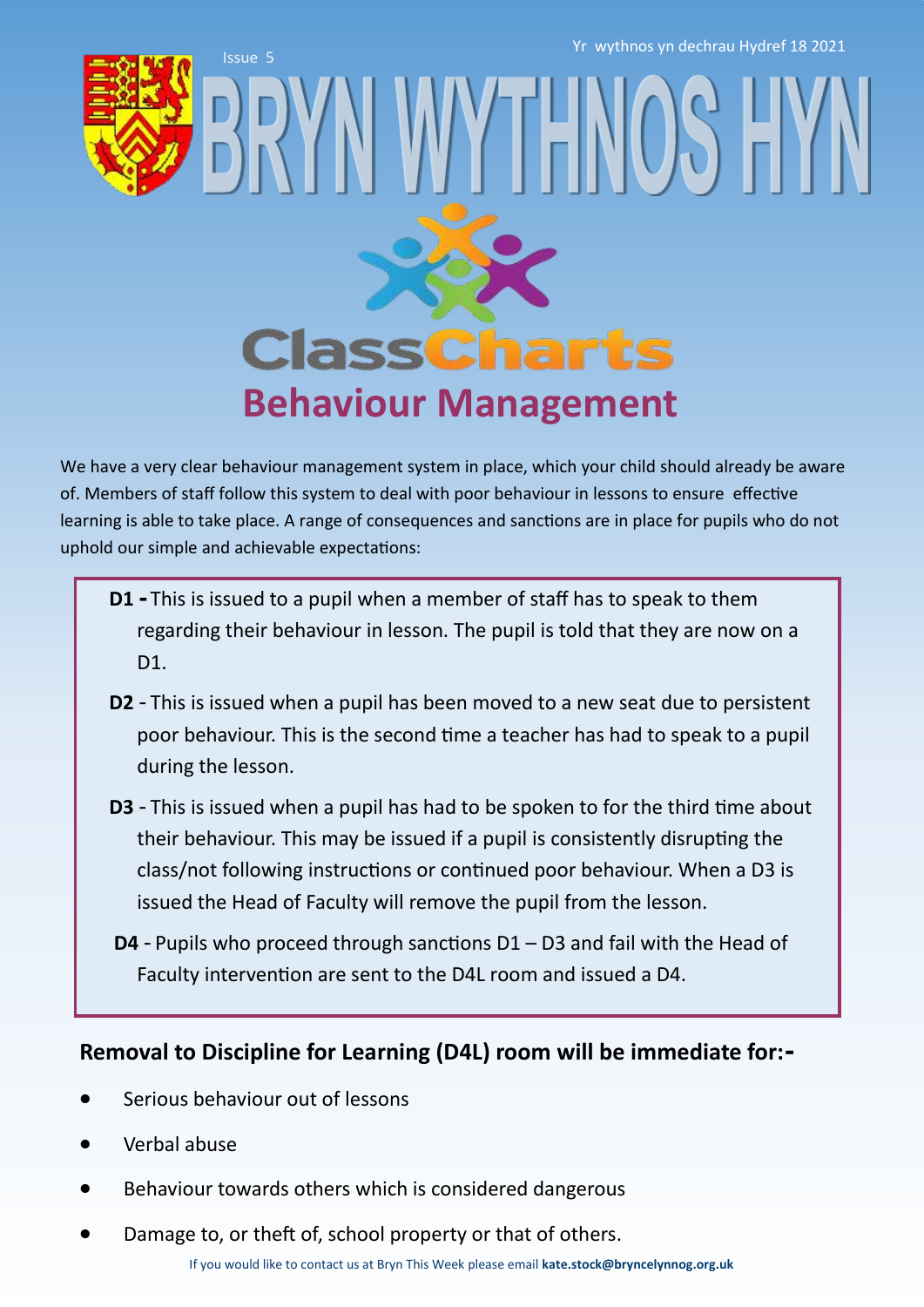# ClassCharts Behaviour Management

We have a very clear behaviour management system in place, which your child should already be aware of. Members of staff follow this system to deal with poor behaviour in lessons to ensure effective learning is able to take place. A range of consequences and sanctions are in place for pupils who do not uphold our simple and achievable expectations:

**D1 -** This is issued to a pupil when a member of staff has to speak to them regarding their behaviour in lesson. The pupil is told that they are now on a D1.

**D2** - This is issued when a pupil has been moved to a new seat due to persistent poor behaviour. This is the second time a teacher has had to speak to a pupil during the lesson.

**D3** - This is issued when a pupil has had to be spoken to for the third time about their behaviour. This may be issued if a pupil is consistently disrupting the class/not following instructions or continued poor behaviour. When a D3 is issued the Head of Faculty will remove the pupil from the lesson.

**D4** - Pupils who proceed through sanctions D1 – D3 and fail with the Head of Faculty intervention are sent to the D4L room and issued a D4.

## Removal to Discipline for Learning (D4L) room will be immediate for:-

- Serious behaviour out of lessons
- Verbal abuse
- Behaviour towards others which is considered dangerous
- Damage to, or theft of, school property or that of others.

If you would like to contact us at Bryn This Week please email **kate.stock@bryncelynnog.org.uk**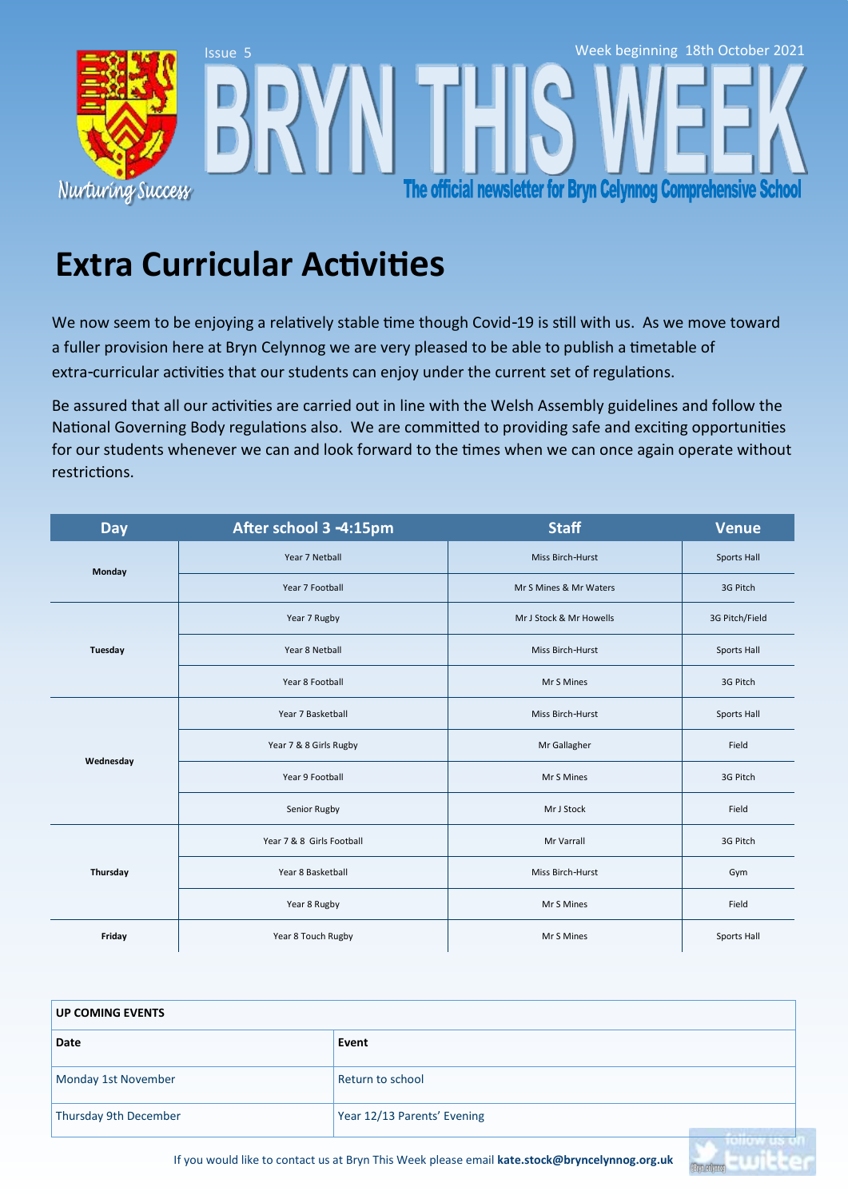Issue 5

Week beginning 18th October 2021

# BRYN THIS WEEK

The official newsletter for Bryn Celynnog Comprehensive School

Nurturing Success

## Extra Curricular Activities

We now seem to be enjoying a relatively stable time though Covid-19 is still with us. As we move toward a fuller provision here at Bryn Celynnog we are very pleased to be able to publish a timetable of extra-curricular activities that our students can enjoy under the current set of regulations.

Be assured that all our activities are carried out in line with the Welsh Assembly guidelines and follow the National Governing Body regulations also. We are committed to providing safe and exciting opportunities for our students whenever we can and look forward to the times when we can once again operate without restrictions.

| Day | After school 3 -4:15pm | Staff | Venue |
|---|---|---|---|
| Monday | Year 7 Netball | Miss Birch-Hurst | Sports Hall |
| | Year 7 Football | Mr S Mines & Mr Waters | 3G Pitch |
| Tuesday | Year 7 Rugby | Mr J Stock & Mr Howells | 3G Pitch/Field |
| | Year 8 Netball | Miss Birch-Hurst | Sports Hall |
| | Year 8 Football | Mr S Mines | 3G Pitch |
| Wednesday | Year 7 Basketball | Miss Birch-Hurst | Sports Hall |
| | Year 7 & 8 Girls Rugby | Mr Gallagher | Field |
| | Year 9 Football | Mr S Mines | 3G Pitch |
| | Senior Rugby | Mr J Stock | Field |
| Thursday | Year 7 & 8 Girls Football | Mr Varrall | 3G Pitch |
| | Year 8 Basketball | Miss Birch-Hurst | Gym |
| | Year 8 Rugby | Mr S Mines | Field |
| Friday | Year 8 Touch Rugby | Mr S Mines | Sports Hall |

| UP COMING EVENTS | |
|---|---|
| **Date** | **Event** |
| Monday 1st November | Return to school |
| Thursday 9th December | Year 12/13 Parents' Evening |

If you would like to contact us at Bryn This Week please email **kate.stock@bryncelynnog.org.uk**

follow us on twitter